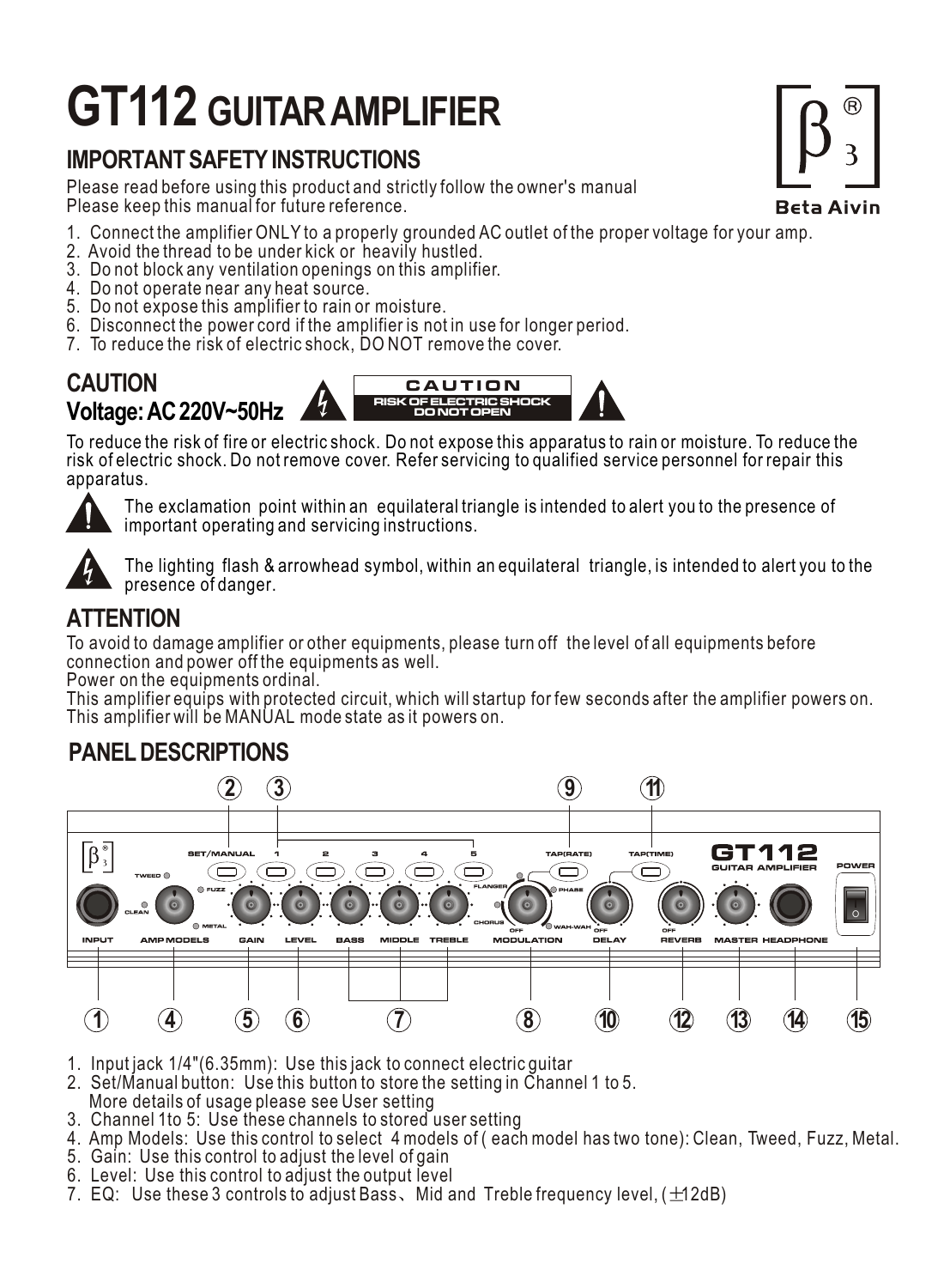# GT112 GUITAR AMPLIFIER

## IMPORTANT SAFETY INSTRUCTIONS

Please read before using this product and strictly follow the owner's manual
Please keep this manual for future reference.

Beta Aivin

1. Connect the amplifier ONLY to a properly grounded AC outlet of the proper voltage for your amp.
2. Avoid the thread to be under kick or heavily hustled.
3. Do not block any ventilation openings on this amplifier.
4. Do not operate near any heat source.
5. Do not expose this amplifier to rain or moisture.
6. Disconnect the power cord if the amplifier is not in use for longer period.
7. To reduce the risk of electric shock, DO NOT remove the cover.

## CAUTION

**Voltage: AC 220V~50Hz**

CAUTION
RISK OF ELECTRIC SHOCK
DO NOT OPEN

To reduce the risk of fire or electric shock. Do not expose this apparatus to rain or moisture. To reduce the risk of electric shock. Do not remove cover. Refer servicing to qualified service personnel for repair this apparatus.

The exclamation point within an equilateral triangle is intended to alert you to the presence of important operating and servicing instructions.

The lighting flash & arrowhead symbol, within an equilateral triangle, is intended to alert you to the presence of danger.

## ATTENTION

To avoid to damage amplifier or other equipments, please turn off the level of all equipments before connection and power off the equipments as well.
Power on the equipments ordinal.
This amplifier equips with protected circuit, which will startup for few seconds after the amplifier powers on.
This amplifier will be MANUAL mode state as it powers on.

## PANEL DESCRIPTIONS

2 3 9 11

SET/MANUAL 1 2 3 4 5 TAP(RATE) TAP(TIME) GT112 GUITAR AMPLIFIER POWER

TWEED FUZZ CLEAN METAL FLANGER PHASE CHORUS OFF WAH-WAH OFF OFF

INPUT AMP MODELS GAIN LEVEL BASS MIDDLE TREBLE MODULATION DELAY REVERB MASTER HEADPHONE

1 4 5 6 7 8 10 12 13 14 15

1. Input jack 1/4"(6.35mm): Use this jack to connect electric guitar
2. Set/Manual button: Use this button to store the setting in Channel 1 to 5.
   More details of usage please see User setting
3. Channel 1to 5: Use these channels to stored user setting
4. Amp Models: Use this control to select 4 models of ( each model has two tone): Clean, Tweed, Fuzz, Metal.
5. Gain: Use this control to adjust the level of gain
6. Level: Use this control to adjust the output level
7. EQ: Use these 3 controls to adjust Bass、Mid and Treble frequency level, ($\pm$12dB)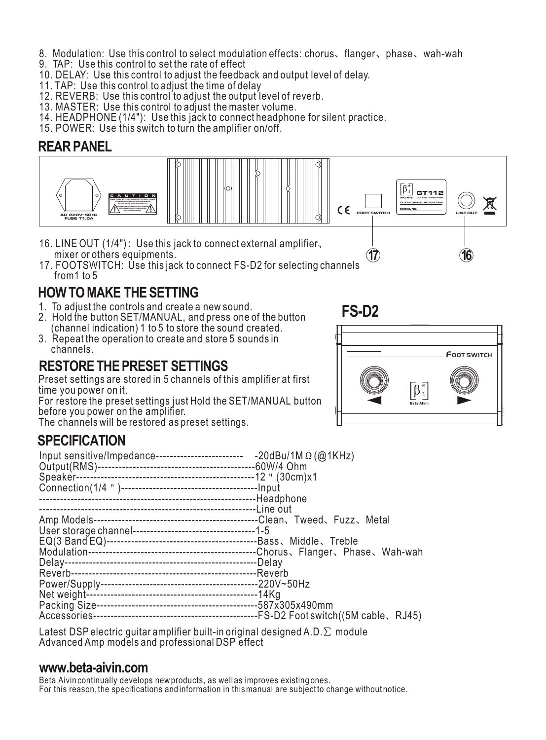8. Modulation: Use this control to select modulation effects: chorus、flanger、phase、wah-wah
9. TAP: Use this control to set the rate of effect
10. DELAY: Use this control to adjust the feedback and output level of delay.
11. TAP: Use this control to adjust the time of delay
12. REVERB: Use this control to adjust the output level of reverb.
13. MASTER: Use this control to adjust the master volume.
14. HEADPHONE (1/4"): Use this jack to connect headphone for silent practice.
15. POWER: Use this switch to turn the amplifier on/off.

## REAR PANEL

AC 220V~50Hz
FUSE T1.0A

CAUTION

FOOT SWITCH

GT112

LINE OUT

17

16

16. LINE OUT (1/4"): Use this jack to connect external amplifier、mixer or others equipments.
17. FOOTSWITCH: Use this jack to connect FS-D2 for selecting channels from1 to 5

## HOW TO MAKE THE SETTING

1. To adjust the controls and create a new sound.
2. Hold the button SET/MANUAL, and press one of the button (channel indication) 1 to 5 to store the sound created.
3. Repeat the operation to create and store 5 sounds in channels.

## FS-D2

FOOT SWITCH

Beta Aivin

## RESTORE THE PRESET SETTINGS

Preset settings are stored in 5 channels of this amplifier at first time you power on it.
For restore the preset settings just Hold the SET/MANUAL button before you power on the amplifier.
The channels will be restored as preset settings.

## SPECIFICATION

| | |
|---|---|
| Input sensitive/Impedance | -20dBu/1MΩ (@1KHz) |
| Output(RMS) | 60W/4 Ohm |
| Speaker | 12 " (30cm)x1 |
| Connection(1/4 " ) | Input |
| | Headphone |
| | Line out |
| Amp Models | Clean、Tweed、Fuzz、Metal |
| User storage channel | 1-5 |
| EQ(3 Band EQ) | Bass、Middle、Treble |
| Modulation | Chorus、Flanger、Phase、Wah-wah |
| Delay | Delay |
| Reverb | Reverb |
| Power/Supply | 220V~50Hz |
| Net weight | 14Kg |
| Packing Size | 587x305x490mm |
| Accessories | FS-D2 Foot switch((5M cable、RJ45) |

Latest DSP electric guitar amplifier built-in original designed A.D.Σ module
Advanced Amp models and professional DSP effect

## www.beta-aivin.com

Beta Aivin continually develops new products, as well as improves existing ones.
For this reason, the specifications and information in this manual are subject to change without notice.